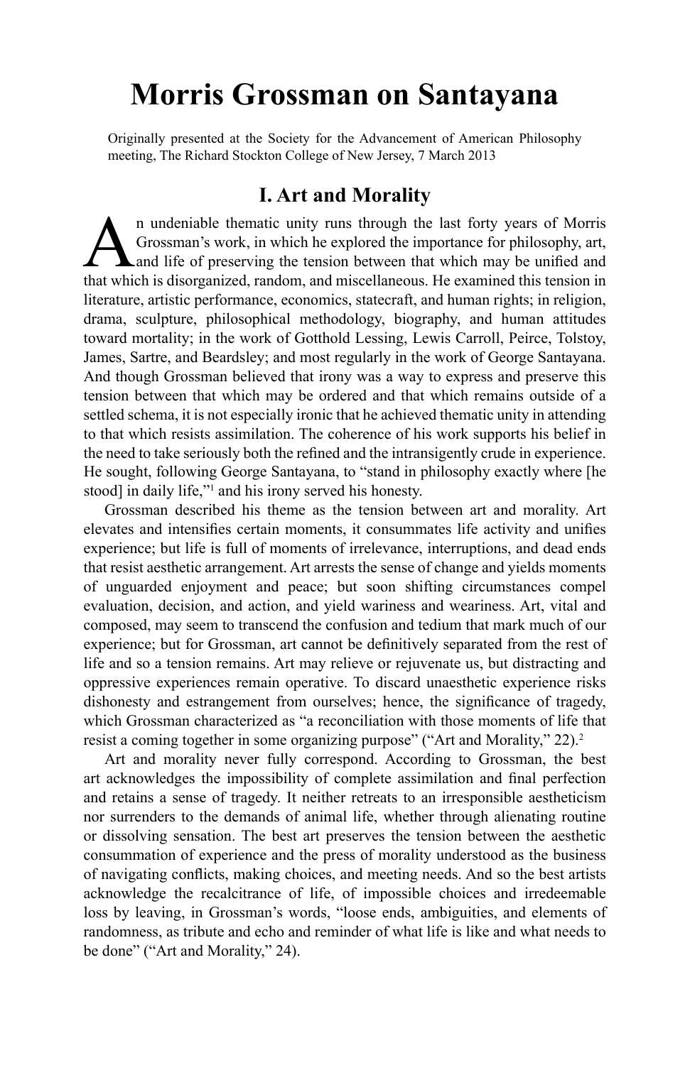# Morris Grossman on Santayana

Originally presented at the Society for the Advancement of American Philosophy meeting, The Richard Stockton College of New Jersey, 7 March 2013

## I. Art and Morality

An undeniable thematic unity runs through the last forty years of Morris Grossman's work, in which he explored the importance for philosophy, art, and life of preserving the tension between that which may be unified and that which is disorganized, random, and miscellaneous. He examined this tension in literature, artistic performance, economics, statecraft, and human rights; in religion, drama, sculpture, philosophical methodology, biography, and human attitudes toward mortality; in the work of Gotthold Lessing, Lewis Carroll, Peirce, Tolstoy, James, Sartre, and Beardsley; and most regularly in the work of George Santayana. And though Grossman believed that irony was a way to express and preserve this tension between that which may be ordered and that which remains outside of a settled schema, it is not especially ironic that he achieved thematic unity in attending to that which resists assimilation. The coherence of his work supports his belief in the need to take seriously both the refined and the intransigently crude in experience. He sought, following George Santayana, to "stand in philosophy exactly where [he stood] in daily life,"[1] and his irony served his honesty.

Grossman described his theme as the tension between art and morality. Art elevates and intensifies certain moments, it consummates life activity and unifies experience; but life is full of moments of irrelevance, interruptions, and dead ends that resist aesthetic arrangement. Art arrests the sense of change and yields moments of unguarded enjoyment and peace; but soon shifting circumstances compel evaluation, decision, and action, and yield wariness and weariness. Art, vital and composed, may seem to transcend the confusion and tedium that mark much of our experience; but for Grossman, art cannot be definitively separated from the rest of life and so a tension remains. Art may relieve or rejuvenate us, but distracting and oppressive experiences remain operative. To discard unaesthetic experience risks dishonesty and estrangement from ourselves; hence, the significance of tragedy, which Grossman characterized as "a reconciliation with those moments of life that resist a coming together in some organizing purpose" ("Art and Morality," 22).[2]

Art and morality never fully correspond. According to Grossman, the best art acknowledges the impossibility of complete assimilation and final perfection and retains a sense of tragedy. It neither retreats to an irresponsible aestheticism nor surrenders to the demands of animal life, whether through alienating routine or dissolving sensation. The best art preserves the tension between the aesthetic consummation of experience and the press of morality understood as the business of navigating conflicts, making choices, and meeting needs. And so the best artists acknowledge the recalcitrance of life, of impossible choices and irredeemable loss by leaving, in Grossman's words, "loose ends, ambiguities, and elements of randomness, as tribute and echo and reminder of what life is like and what needs to be done" ("Art and Morality," 24).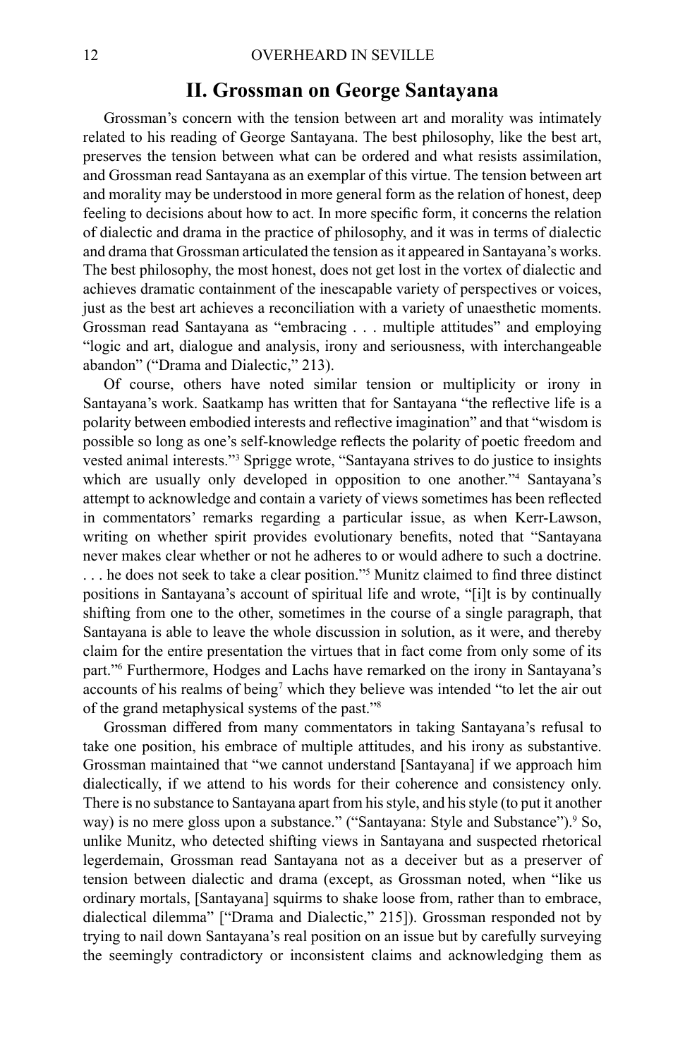## II. Grossman on George Santayana

Grossman's concern with the tension between art and morality was intimately related to his reading of George Santayana. The best philosophy, like the best art, preserves the tension between what can be ordered and what resists assimilation, and Grossman read Santayana as an exemplar of this virtue. The tension between art and morality may be understood in more general form as the relation of honest, deep feeling to decisions about how to act. In more specific form, it concerns the relation of dialectic and drama in the practice of philosophy, and it was in terms of dialectic and drama that Grossman articulated the tension as it appeared in Santayana's works. The best philosophy, the most honest, does not get lost in the vortex of dialectic and achieves dramatic containment of the inescapable variety of perspectives or voices, just as the best art achieves a reconciliation with a variety of unaesthetic moments. Grossman read Santayana as "embracing . . . multiple attitudes" and employing "logic and art, dialogue and analysis, irony and seriousness, with interchangeable abandon" ("Drama and Dialectic," 213).

Of course, others have noted similar tension or multiplicity or irony in Santayana's work. Saatkamp has written that for Santayana "the reflective life is a polarity between embodied interests and reflective imagination" and that "wisdom is possible so long as one's self-knowledge reflects the polarity of poetic freedom and vested animal interests."[3] Sprigge wrote, "Santayana strives to do justice to insights which are usually only developed in opposition to one another."[4] Santayana's attempt to acknowledge and contain a variety of views sometimes has been reflected in commentators' remarks regarding a particular issue, as when Kerr-Lawson, writing on whether spirit provides evolutionary benefits, noted that "Santayana never makes clear whether or not he adheres to or would adhere to such a doctrine. . . . he does not seek to take a clear position."[5] Munitz claimed to find three distinct positions in Santayana's account of spiritual life and wrote, "[i]t is by continually shifting from one to the other, sometimes in the course of a single paragraph, that Santayana is able to leave the whole discussion in solution, as it were, and thereby claim for the entire presentation the virtues that in fact come from only some of its part."[6] Furthermore, Hodges and Lachs have remarked on the irony in Santayana's accounts of his realms of being[7] which they believe was intended "to let the air out of the grand metaphysical systems of the past."[8]

Grossman differed from many commentators in taking Santayana's refusal to take one position, his embrace of multiple attitudes, and his irony as substantive. Grossman maintained that "we cannot understand [Santayana] if we approach him dialectically, if we attend to his words for their coherence and consistency only. There is no substance to Santayana apart from his style, and his style (to put it another way) is no mere gloss upon a substance." ("Santayana: Style and Substance").[9] So, unlike Munitz, who detected shifting views in Santayana and suspected rhetorical legerdemain, Grossman read Santayana not as a deceiver but as a preserver of tension between dialectic and drama (except, as Grossman noted, when "like us ordinary mortals, [Santayana] squirms to shake loose from, rather than to embrace, dialectical dilemma" ["Drama and Dialectic," 215]). Grossman responded not by trying to nail down Santayana's real position on an issue but by carefully surveying the seemingly contradictory or inconsistent claims and acknowledging them as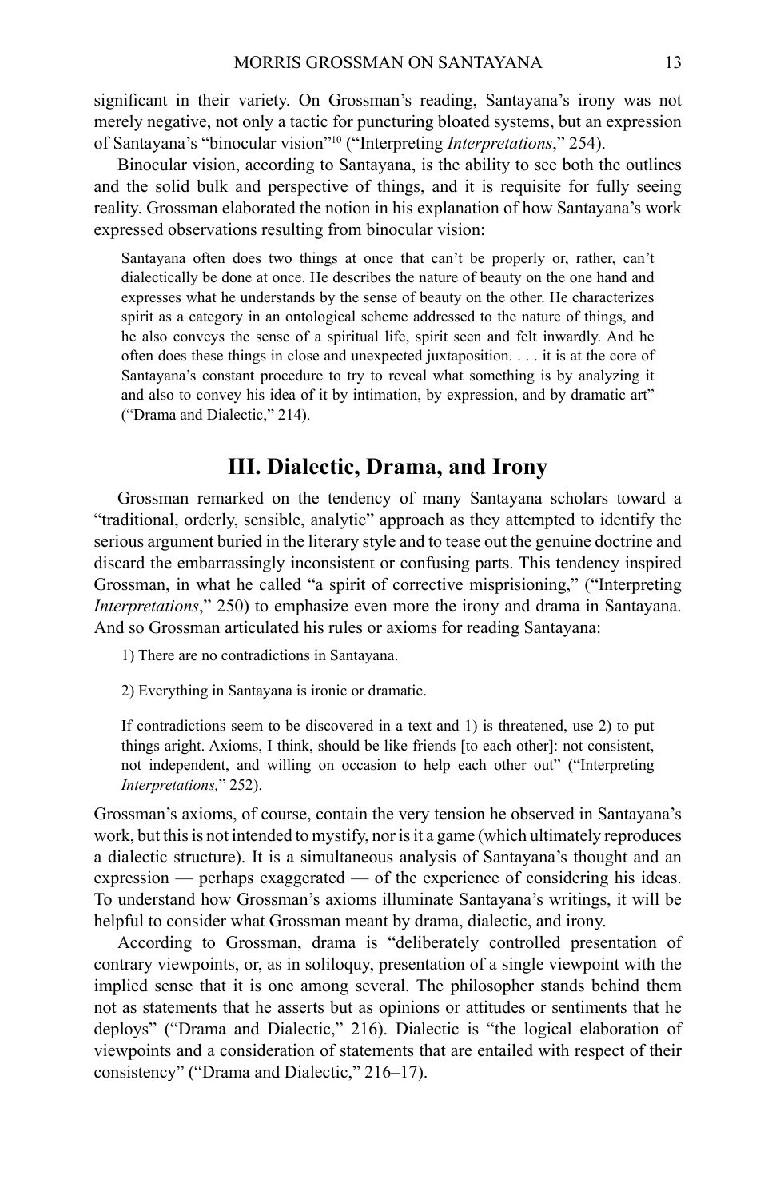significant in their variety. On Grossman's reading, Santayana's irony was not merely negative, not only a tactic for puncturing bloated systems, but an expression of Santayana's "binocular vision"[10] ("Interpreting *Interpretations*," 254).

Binocular vision, according to Santayana, is the ability to see both the outlines and the solid bulk and perspective of things, and it is requisite for fully seeing reality. Grossman elaborated the notion in his explanation of how Santayana's work expressed observations resulting from binocular vision:

> Santayana often does two things at once that can't be properly or, rather, can't dialectically be done at once. He describes the nature of beauty on the one hand and expresses what he understands by the sense of beauty on the other. He characterizes spirit as a category in an ontological scheme addressed to the nature of things, and he also conveys the sense of a spiritual life, spirit seen and felt inwardly. And he often does these things in close and unexpected juxtaposition. . . . it is at the core of Santayana's constant procedure to try to reveal what something is by analyzing it and also to convey his idea of it by intimation, by expression, and by dramatic art" ("Drama and Dialectic," 214).

## III. Dialectic, Drama, and Irony

Grossman remarked on the tendency of many Santayana scholars toward a "traditional, orderly, sensible, analytic" approach as they attempted to identify the serious argument buried in the literary style and to tease out the genuine doctrine and discard the embarrassingly inconsistent or confusing parts. This tendency inspired Grossman, in what he called "a spirit of corrective misprisioning," ("Interpreting *Interpretations*," 250) to emphasize even more the irony and drama in Santayana. And so Grossman articulated his rules or axioms for reading Santayana:

> 1) There are no contradictions in Santayana.
>
> 2) Everything in Santayana is ironic or dramatic.
>
> If contradictions seem to be discovered in a text and 1) is threatened, use 2) to put things aright. Axioms, I think, should be like friends [to each other]: not consistent, not independent, and willing on occasion to help each other out" ("Interpreting *Interpretations,*" 252).

Grossman's axioms, of course, contain the very tension he observed in Santayana's work, but this is not intended to mystify, nor is it a game (which ultimately reproduces a dialectic structure). It is a simultaneous analysis of Santayana's thought and an expression — perhaps exaggerated — of the experience of considering his ideas. To understand how Grossman's axioms illuminate Santayana's writings, it will be helpful to consider what Grossman meant by drama, dialectic, and irony.

According to Grossman, drama is "deliberately controlled presentation of contrary viewpoints, or, as in soliloquy, presentation of a single viewpoint with the implied sense that it is one among several. The philosopher stands behind them not as statements that he asserts but as opinions or attitudes or sentiments that he deploys" ("Drama and Dialectic," 216). Dialectic is "the logical elaboration of viewpoints and a consideration of statements that are entailed with respect of their consistency" ("Drama and Dialectic," 216–17).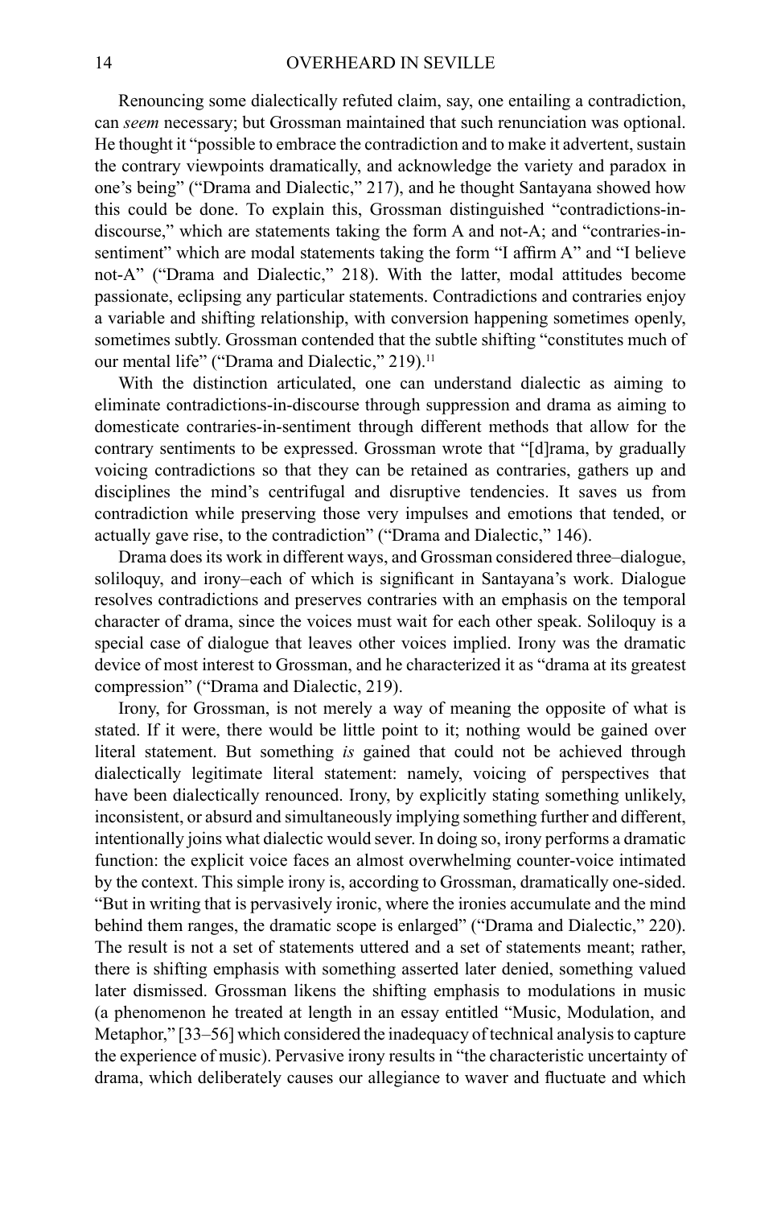Renouncing some dialectically refuted claim, say, one entailing a contradiction, can *seem* necessary; but Grossman maintained that such renunciation was optional. He thought it "possible to embrace the contradiction and to make it advertent, sustain the contrary viewpoints dramatically, and acknowledge the variety and paradox in one's being" ("Drama and Dialectic," 217), and he thought Santayana showed how this could be done. To explain this, Grossman distinguished "contradictions-in-discourse," which are statements taking the form A and not-A; and "contraries-in-sentiment" which are modal statements taking the form "I affirm A" and "I believe not-A" ("Drama and Dialectic," 218). With the latter, modal attitudes become passionate, eclipsing any particular statements. Contradictions and contraries enjoy a variable and shifting relationship, with conversion happening sometimes openly, sometimes subtly. Grossman contended that the subtle shifting "constitutes much of our mental life" ("Drama and Dialectic," 219).[11]

With the distinction articulated, one can understand dialectic as aiming to eliminate contradictions-in-discourse through suppression and drama as aiming to domesticate contraries-in-sentiment through different methods that allow for the contrary sentiments to be expressed. Grossman wrote that "[d]rama, by gradually voicing contradictions so that they can be retained as contraries, gathers up and disciplines the mind's centrifugal and disruptive tendencies. It saves us from contradiction while preserving those very impulses and emotions that tended, or actually gave rise, to the contradiction" ("Drama and Dialectic," 146).

Drama does its work in different ways, and Grossman considered three–dialogue, soliloquy, and irony–each of which is significant in Santayana's work. Dialogue resolves contradictions and preserves contraries with an emphasis on the temporal character of drama, since the voices must wait for each other speak. Soliloquy is a special case of dialogue that leaves other voices implied. Irony was the dramatic device of most interest to Grossman, and he characterized it as "drama at its greatest compression" ("Drama and Dialectic, 219).

Irony, for Grossman, is not merely a way of meaning the opposite of what is stated. If it were, there would be little point to it; nothing would be gained over literal statement. But something *is* gained that could not be achieved through dialectically legitimate literal statement: namely, voicing of perspectives that have been dialectically renounced. Irony, by explicitly stating something unlikely, inconsistent, or absurd and simultaneously implying something further and different, intentionally joins what dialectic would sever. In doing so, irony performs a dramatic function: the explicit voice faces an almost overwhelming counter-voice intimated by the context. This simple irony is, according to Grossman, dramatically one-sided. "But in writing that is pervasively ironic, where the ironies accumulate and the mind behind them ranges, the dramatic scope is enlarged" ("Drama and Dialectic," 220). The result is not a set of statements uttered and a set of statements meant; rather, there is shifting emphasis with something asserted later denied, something valued later dismissed. Grossman likens the shifting emphasis to modulations in music (a phenomenon he treated at length in an essay entitled "Music, Modulation, and Metaphor," [33–56] which considered the inadequacy of technical analysis to capture the experience of music). Pervasive irony results in "the characteristic uncertainty of drama, which deliberately causes our allegiance to waver and fluctuate and which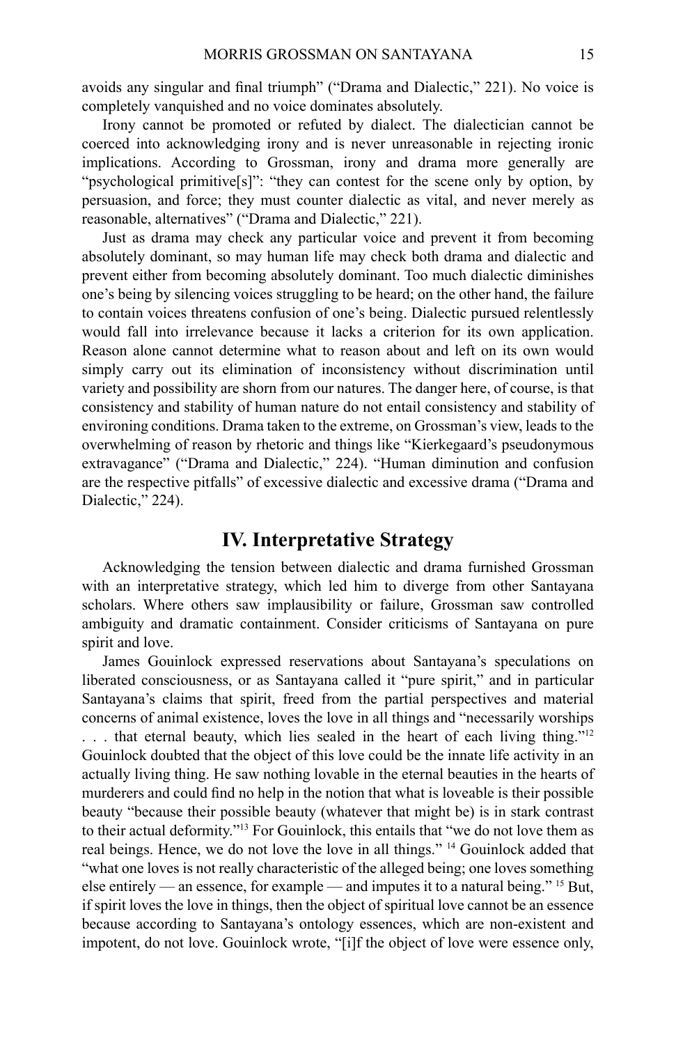avoids any singular and final triumph" ("Drama and Dialectic," 221). No voice is completely vanquished and no voice dominates absolutely.

Irony cannot be promoted or refuted by dialect. The dialectician cannot be coerced into acknowledging irony and is never unreasonable in rejecting ironic implications. According to Grossman, irony and drama more generally are "psychological primitive[s]": "they can contest for the scene only by option, by persuasion, and force; they must counter dialectic as vital, and never merely as reasonable, alternatives" ("Drama and Dialectic," 221).

Just as drama may check any particular voice and prevent it from becoming absolutely dominant, so may human life may check both drama and dialectic and prevent either from becoming absolutely dominant. Too much dialectic diminishes one's being by silencing voices struggling to be heard; on the other hand, the failure to contain voices threatens confusion of one's being. Dialectic pursued relentlessly would fall into irrelevance because it lacks a criterion for its own application. Reason alone cannot determine what to reason about and left on its own would simply carry out its elimination of inconsistency without discrimination until variety and possibility are shorn from our natures. The danger here, of course, is that consistency and stability of human nature do not entail consistency and stability of environing conditions. Drama taken to the extreme, on Grossman's view, leads to the overwhelming of reason by rhetoric and things like "Kierkegaard's pseudonymous extravagance" ("Drama and Dialectic," 224). "Human diminution and confusion are the respective pitfalls" of excessive dialectic and excessive drama ("Drama and Dialectic," 224).

## IV. Interpretative Strategy

Acknowledging the tension between dialectic and drama furnished Grossman with an interpretative strategy, which led him to diverge from other Santayana scholars. Where others saw implausibility or failure, Grossman saw controlled ambiguity and dramatic containment. Consider criticisms of Santayana on pure spirit and love.

James Gouinlock expressed reservations about Santayana's speculations on liberated consciousness, or as Santayana called it "pure spirit," and in particular Santayana's claims that spirit, freed from the partial perspectives and material concerns of animal existence, loves the love in all things and "necessarily worships . . . that eternal beauty, which lies sealed in the heart of each living thing."[12] Gouinlock doubted that the object of this love could be the innate life activity in an actually living thing. He saw nothing lovable in the eternal beauties in the hearts of murderers and could find no help in the notion that what is loveable is their possible beauty "because their possible beauty (whatever that might be) is in stark contrast to their actual deformity."[13] For Gouinlock, this entails that "we do not love them as real beings. Hence, we do not love the love in all things." [14] Gouinlock added that "what one loves is not really characteristic of the alleged being; one loves something else entirely — an essence, for example — and imputes it to a natural being." [15] But, if spirit loves the love in things, then the object of spiritual love cannot be an essence because according to Santayana's ontology essences, which are non-existent and impotent, do not love. Gouinlock wrote, "[i]f the object of love were essence only,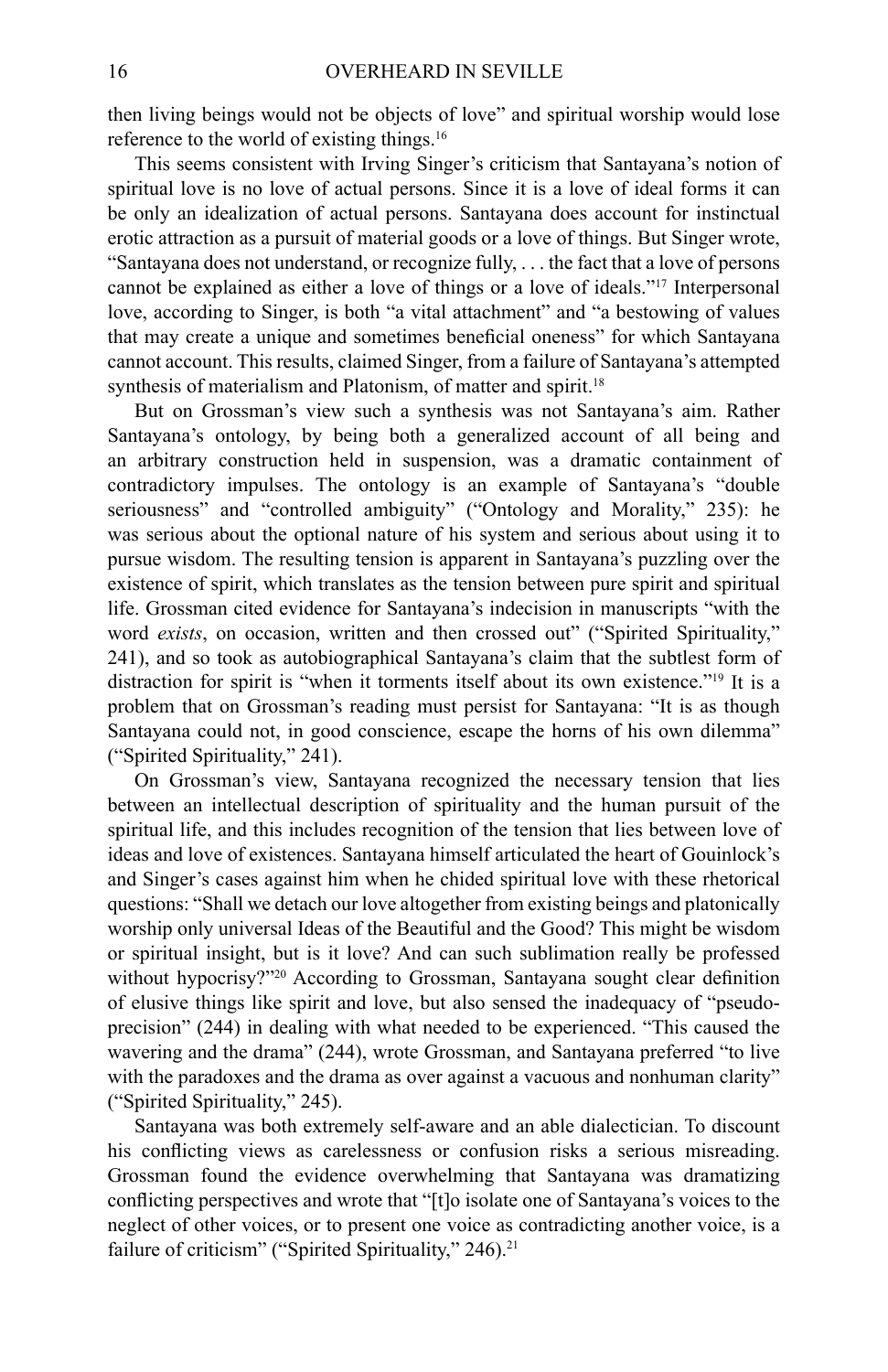then living beings would not be objects of love" and spiritual worship would lose reference to the world of existing things.[16]

This seems consistent with Irving Singer's criticism that Santayana's notion of spiritual love is no love of actual persons. Since it is a love of ideal forms it can be only an idealization of actual persons. Santayana does account for instinctual erotic attraction as a pursuit of material goods or a love of things. But Singer wrote, "Santayana does not understand, or recognize fully, . . . the fact that a love of persons cannot be explained as either a love of things or a love of ideals."[17] Interpersonal love, according to Singer, is both "a vital attachment" and "a bestowing of values that may create a unique and sometimes beneficial oneness" for which Santayana cannot account. This results, claimed Singer, from a failure of Santayana's attempted synthesis of materialism and Platonism, of matter and spirit.[18]

But on Grossman's view such a synthesis was not Santayana's aim. Rather Santayana's ontology, by being both a generalized account of all being and an arbitrary construction held in suspension, was a dramatic containment of contradictory impulses. The ontology is an example of Santayana's "double seriousness" and "controlled ambiguity" ("Ontology and Morality," 235): he was serious about the optional nature of his system and serious about using it to pursue wisdom. The resulting tension is apparent in Santayana's puzzling over the existence of spirit, which translates as the tension between pure spirit and spiritual life. Grossman cited evidence for Santayana's indecision in manuscripts "with the word *exists*, on occasion, written and then crossed out" ("Spirited Spirituality," 241), and so took as autobiographical Santayana's claim that the subtlest form of distraction for spirit is "when it torments itself about its own existence."[19] It is a problem that on Grossman's reading must persist for Santayana: "It is as though Santayana could not, in good conscience, escape the horns of his own dilemma" ("Spirited Spirituality," 241).

On Grossman's view, Santayana recognized the necessary tension that lies between an intellectual description of spirituality and the human pursuit of the spiritual life, and this includes recognition of the tension that lies between love of ideas and love of existences. Santayana himself articulated the heart of Gouinlock's and Singer's cases against him when he chided spiritual love with these rhetorical questions: "Shall we detach our love altogether from existing beings and platonically worship only universal Ideas of the Beautiful and the Good? This might be wisdom or spiritual insight, but is it love? And can such sublimation really be professed without hypocrisy?"[20] According to Grossman, Santayana sought clear definition of elusive things like spirit and love, but also sensed the inadequacy of "pseudo-precision" (244) in dealing with what needed to be experienced. "This caused the wavering and the drama" (244), wrote Grossman, and Santayana preferred "to live with the paradoxes and the drama as over against a vacuous and nonhuman clarity" ("Spirited Spirituality," 245).

Santayana was both extremely self-aware and an able dialectician. To discount his conflicting views as carelessness or confusion risks a serious misreading. Grossman found the evidence overwhelming that Santayana was dramatizing conflicting perspectives and wrote that "[t]o isolate one of Santayana's voices to the neglect of other voices, or to present one voice as contradicting another voice, is a failure of criticism" ("Spirited Spirituality," 246).[21]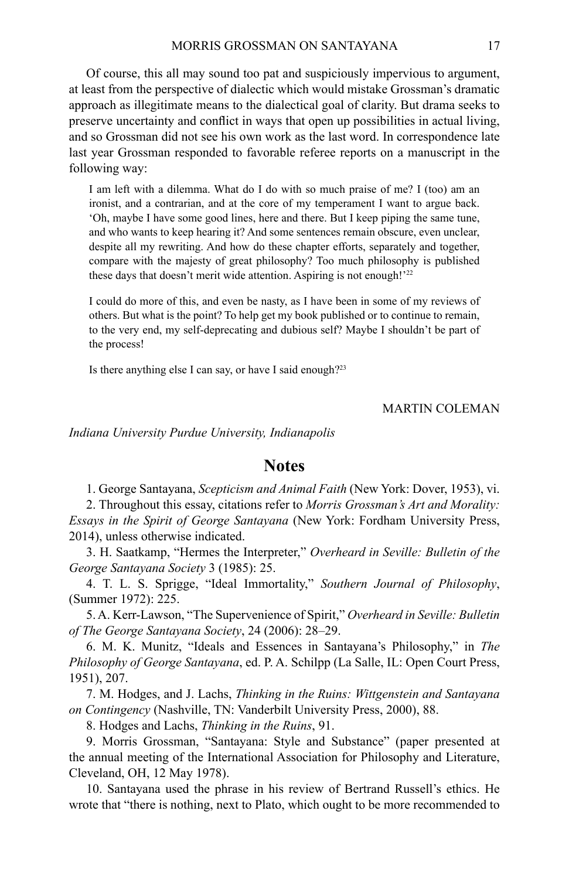Of course, this all may sound too pat and suspiciously impervious to argument, at least from the perspective of dialectic which would mistake Grossman's dramatic approach as illegitimate means to the dialectical goal of clarity. But drama seeks to preserve uncertainty and conflict in ways that open up possibilities in actual living, and so Grossman did not see his own work as the last word. In correspondence late last year Grossman responded to favorable referee reports on a manuscript in the following way:

> I am left with a dilemma. What do I do with so much praise of me? I (too) am an ironist, and a contrarian, and at the core of my temperament I want to argue back. 'Oh, maybe I have some good lines, here and there. But I keep piping the same tune, and who wants to keep hearing it? And some sentences remain obscure, even unclear, despite all my rewriting. And how do these chapter efforts, separately and together, compare with the majesty of great philosophy? Too much philosophy is published these days that doesn't merit wide attention. Aspiring is not enough!'[22]
>
> I could do more of this, and even be nasty, as I have been in some of my reviews of others. But what is the point? To help get my book published or to continue to remain, to the very end, my self-deprecating and dubious self? Maybe I shouldn't be part of the process!
>
> Is there anything else I can say, or have I said enough?[23]

MARTIN COLEMAN

*Indiana University Purdue University, Indianapolis*

## Notes

1. George Santayana, *Scepticism and Animal Faith* (New York: Dover, 1953), vi.

2. Throughout this essay, citations refer to *Morris Grossman's Art and Morality: Essays in the Spirit of George Santayana* (New York: Fordham University Press, 2014), unless otherwise indicated.

3. H. Saatkamp, "Hermes the Interpreter," *Overheard in Seville: Bulletin of the George Santayana Society* 3 (1985): 25.

4. T. L. S. Sprigge, "Ideal Immortality," *Southern Journal of Philosophy*, (Summer 1972): 225.

5. A. Kerr-Lawson, "The Supervenience of Spirit," *Overheard in Seville: Bulletin of The George Santayana Society*, 24 (2006): 28–29.

6. M. K. Munitz, "Ideals and Essences in Santayana's Philosophy," in *The Philosophy of George Santayana*, ed. P. A. Schilpp (La Salle, IL: Open Court Press, 1951), 207.

7. M. Hodges, and J. Lachs, *Thinking in the Ruins: Wittgenstein and Santayana on Contingency* (Nashville, TN: Vanderbilt University Press, 2000), 88.

8. Hodges and Lachs, *Thinking in the Ruins*, 91.

9. Morris Grossman, "Santayana: Style and Substance" (paper presented at the annual meeting of the International Association for Philosophy and Literature, Cleveland, OH, 12 May 1978).

10. Santayana used the phrase in his review of Bertrand Russell's ethics. He wrote that "there is nothing, next to Plato, which ought to be more recommended to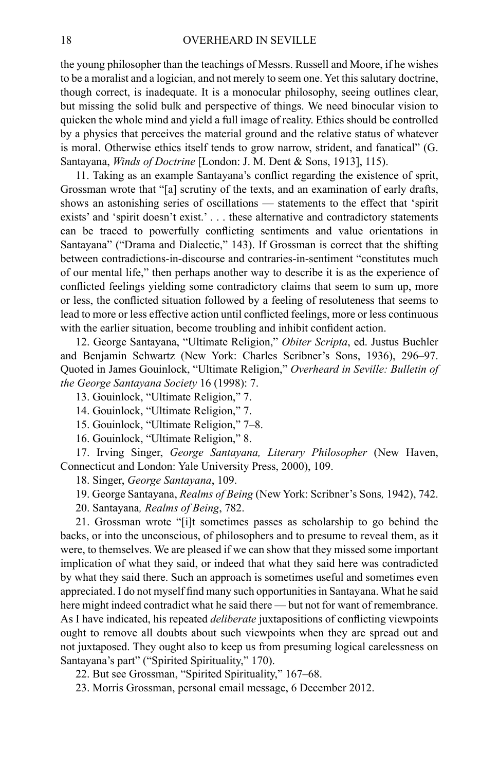the young philosopher than the teachings of Messrs. Russell and Moore, if he wishes to be a moralist and a logician, and not merely to seem one. Yet this salutary doctrine, though correct, is inadequate. It is a monocular philosophy, seeing outlines clear, but missing the solid bulk and perspective of things. We need binocular vision to quicken the whole mind and yield a full image of reality. Ethics should be controlled by a physics that perceives the material ground and the relative status of whatever is moral. Otherwise ethics itself tends to grow narrow, strident, and fanatical" (G. Santayana, *Winds of Doctrine* [London: J. M. Dent & Sons, 1913], 115).

11. Taking as an example Santayana's conflict regarding the existence of sprit, Grossman wrote that "[a] scrutiny of the texts, and an examination of early drafts, shows an astonishing series of oscillations — statements to the effect that 'spirit exists' and 'spirit doesn't exist.' . . . these alternative and contradictory statements can be traced to powerfully conflicting sentiments and value orientations in Santayana" ("Drama and Dialectic," 143). If Grossman is correct that the shifting between contradictions-in-discourse and contraries-in-sentiment "constitutes much of our mental life," then perhaps another way to describe it is as the experience of conflicted feelings yielding some contradictory claims that seem to sum up, more or less, the conflicted situation followed by a feeling of resoluteness that seems to lead to more or less effective action until conflicted feelings, more or less continuous with the earlier situation, become troubling and inhibit confident action.

12. George Santayana, "Ultimate Religion," *Obiter Scripta*, ed. Justus Buchler and Benjamin Schwartz (New York: Charles Scribner's Sons, 1936), 296–97. Quoted in James Gouinlock, "Ultimate Religion," *Overheard in Seville: Bulletin of the George Santayana Society* 16 (1998): 7.

13. Gouinlock, "Ultimate Religion," 7.

14. Gouinlock, "Ultimate Religion," 7.

15. Gouinlock, "Ultimate Religion," 7–8.

16. Gouinlock, "Ultimate Religion," 8.

17. Irving Singer, *George Santayana, Literary Philosopher* (New Haven, Connecticut and London: Yale University Press, 2000), 109.

18. Singer, *George Santayana*, 109.

19. George Santayana, *Realms of Being* (New York: Scribner's Sons, 1942), 742.

20. Santayana, *Realms of Being*, 782.

21. Grossman wrote "[i]t sometimes passes as scholarship to go behind the backs, or into the unconscious, of philosophers and to presume to reveal them, as it were, to themselves. We are pleased if we can show that they missed some important implication of what they said, or indeed that what they said here was contradicted by what they said there. Such an approach is sometimes useful and sometimes even appreciated. I do not myself find many such opportunities in Santayana. What he said here might indeed contradict what he said there — but not for want of remembrance. As I have indicated, his repeated *deliberate* juxtapositions of conflicting viewpoints ought to remove all doubts about such viewpoints when they are spread out and not juxtaposed. They ought also to keep us from presuming logical carelessness on Santayana's part" ("Spirited Spirituality," 170).

22. But see Grossman, "Spirited Spirituality," 167–68.

23. Morris Grossman, personal email message, 6 December 2012.